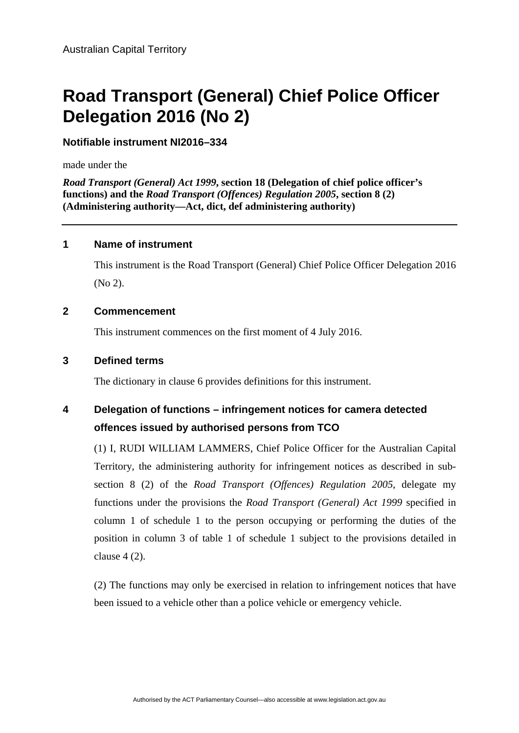Australian Capital Territory

# Road Transport (General) Chief Police Officer Delegation 2016 (No 2)

**Notifiable instrument NI2016–334**

made under the

***Road Transport (General) Act 1999*, section 18 (Delegation of chief police officer's functions) and the *Road Transport (Offences) Regulation 2005*, section 8 (2) (Administering authority—Act, dict, def administering authority)**

---

## 1 Name of instrument

This instrument is the Road Transport (General) Chief Police Officer Delegation 2016 (No 2).

## 2 Commencement

This instrument commences on the first moment of 4 July 2016.

## 3 Defined terms

The dictionary in clause 6 provides definitions for this instrument.

## 4 Delegation of functions – infringement notices for camera detected offences issued by authorised persons from TCO

(1) I, RUDI WILLIAM LAMMERS, Chief Police Officer for the Australian Capital Territory, the administering authority for infringement notices as described in sub-section 8 (2) of the *Road Transport (Offences) Regulation 2005*, delegate my functions under the provisions the *Road Transport (General) Act 1999* specified in column 1 of schedule 1 to the person occupying or performing the duties of the position in column 3 of table 1 of schedule 1 subject to the provisions detailed in clause 4 (2).

(2) The functions may only be exercised in relation to infringement notices that have been issued to a vehicle other than a police vehicle or emergency vehicle.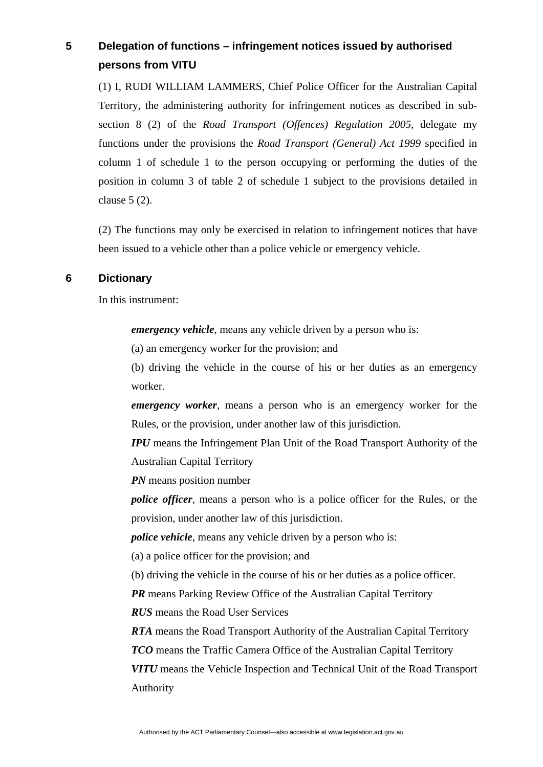## 5 Delegation of functions – infringement notices issued by authorised persons from VITU

(1) I, RUDI WILLIAM LAMMERS, Chief Police Officer for the Australian Capital Territory, the administering authority for infringement notices as described in sub-section 8 (2) of the *Road Transport (Offences) Regulation 2005*, delegate my functions under the provisions the *Road Transport (General) Act 1999* specified in column 1 of schedule 1 to the person occupying or performing the duties of the position in column 3 of table 2 of schedule 1 subject to the provisions detailed in clause 5 (2).

(2) The functions may only be exercised in relation to infringement notices that have been issued to a vehicle other than a police vehicle or emergency vehicle.

## 6 Dictionary

In this instrument:

***emergency vehicle***, means any vehicle driven by a person who is:

(a) an emergency worker for the provision; and

(b) driving the vehicle in the course of his or her duties as an emergency worker.

***emergency worker***, means a person who is an emergency worker for the Rules, or the provision, under another law of this jurisdiction.

***IPU*** means the Infringement Plan Unit of the Road Transport Authority of the Australian Capital Territory

***PN*** means position number

***police officer***, means a person who is a police officer for the Rules, or the provision, under another law of this jurisdiction.

***police vehicle***, means any vehicle driven by a person who is:

(a) a police officer for the provision; and

(b) driving the vehicle in the course of his or her duties as a police officer.

***PR*** means Parking Review Office of the Australian Capital Territory

***RUS*** means the Road User Services

***RTA*** means the Road Transport Authority of the Australian Capital Territory

***TCO*** means the Traffic Camera Office of the Australian Capital Territory

***VITU*** means the Vehicle Inspection and Technical Unit of the Road Transport Authority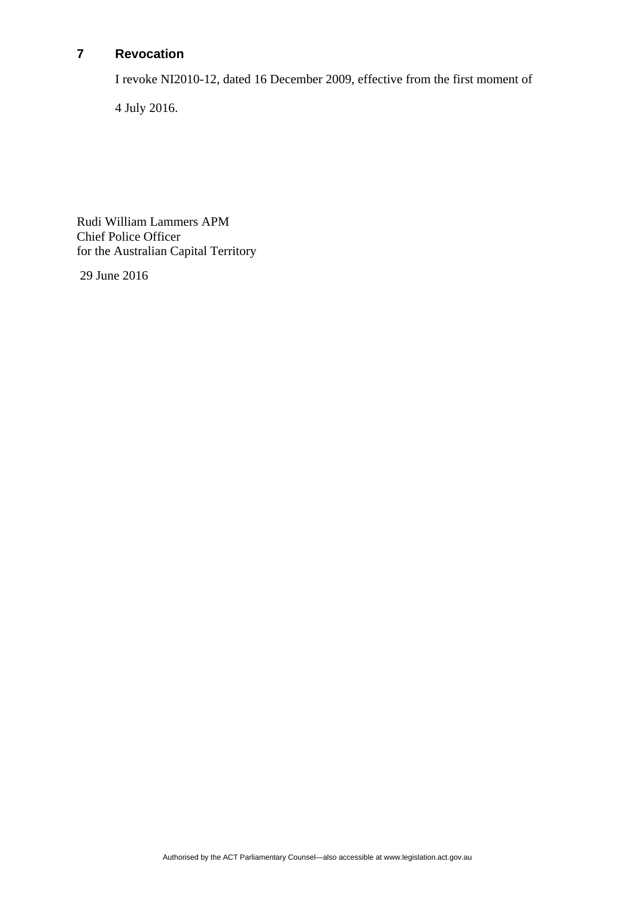## 7 Revocation

I revoke NI2010-12, dated 16 December 2009, effective from the first moment of 4 July 2016.

Rudi William Lammers APM
Chief Police Officer
for the Australian Capital Territory

29 June 2016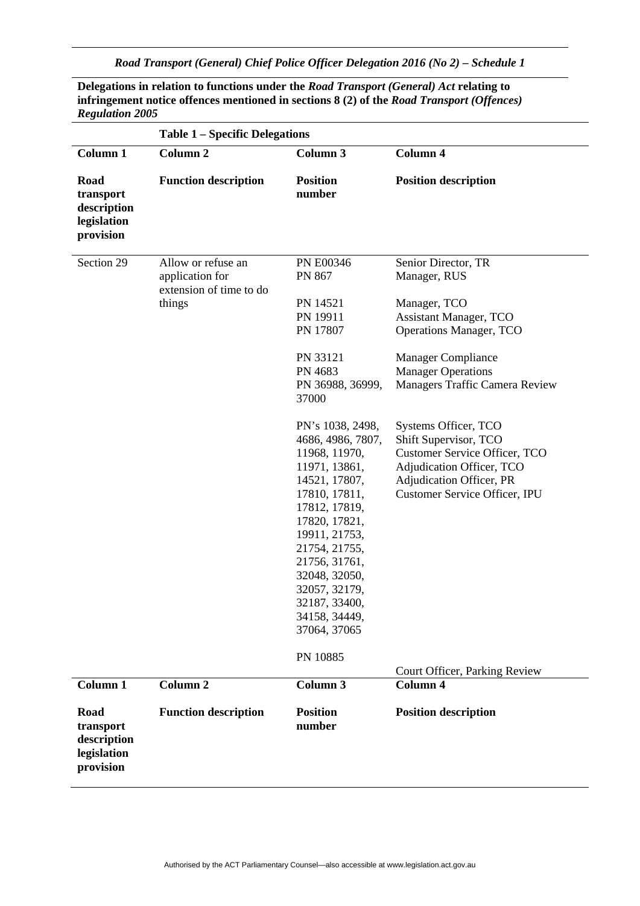*Road Transport (General) Chief Police Officer Delegation 2016 (No 2) – Schedule 1*

**Delegations in relation to functions under the *Road Transport (General) Act* relating to infringement notice offences mentioned in sections 8 (2) of the *Road Transport (Offences) Regulation 2005***

**Table 1 – Specific Delegations**

| Column 1<br>**Road transport description legislation provision** | Column 2<br>**Function description** | Column 3<br>**Position number** | Column 4<br>**Position description** |
|---|---|---|---|
| Section 29 | Allow or refuse an application for extension of time to do things | PN E00346<br>PN 867<br>PN 14521<br>PN 19911<br>PN 17807<br>PN 33121<br>PN 4683<br>PN 36988, 36999, 37000 | Senior Director, TR<br>Manager, RUS<br>Manager, TCO<br>Assistant Manager, TCO<br>Operations Manager, TCO<br>Manager Compliance<br>Manager Operations<br>Managers Traffic Camera Review |
| | | PN's 1038, 2498, 4686, 4986, 7807, 11968, 11970, 11971, 13861, 14521, 17807, 17810, 17811, 17812, 17819, 17820, 17821, 19911, 21753, 21754, 21755, 21756, 31761, 32048, 32050, 32057, 32179, 32187, 33400, 34158, 34449, 37064, 37065 | Systems Officer, TCO<br>Shift Supervisor, TCO<br>Customer Service Officer, TCO<br>Adjudication Officer, TCO<br>Adjudication Officer, PR<br>Customer Service Officer, IPU |
| | | PN 10885 | Court Officer, Parking Review |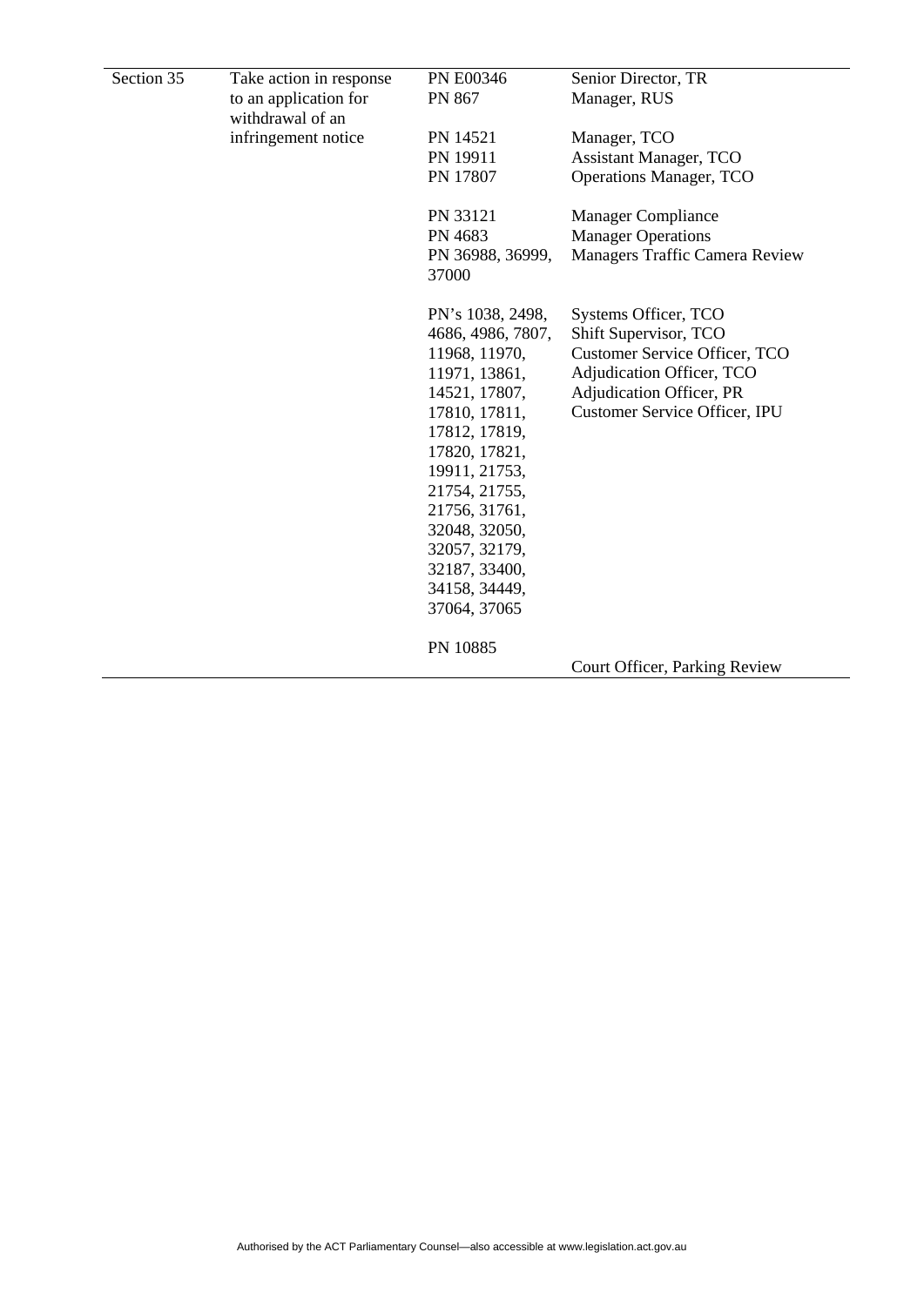| | | | |
|---|---|---|---|
| Section 35 | Take action in response to an application for withdrawal of an infringement notice | PN E00346<br>PN 867 | Senior Director, TR<br>Manager, RUS |
| | | PN 14521<br>PN 19911<br>PN 17807 | Manager, TCO<br>Assistant Manager, TCO<br>Operations Manager, TCO |
| | | PN 33121<br>PN 4683<br>PN 36988, 36999, 37000 | Manager Compliance<br>Manager Operations<br>Managers Traffic Camera Review |
| | | PN's 1038, 2498, 4686, 4986, 7807, 11968, 11970, 11971, 13861, 14521, 17807, 17810, 17811, 17812, 17819, 17820, 17821, 19911, 21753, 21754, 21755, 21756, 31761, 32048, 32050, 32057, 32179, 32187, 33400, 34158, 34449, 37064, 37065 | Systems Officer, TCO<br>Shift Supervisor, TCO<br>Customer Service Officer, TCO<br>Adjudication Officer, TCO<br>Adjudication Officer, PR<br>Customer Service Officer, IPU |
| | | PN 10885 | Court Officer, Parking Review |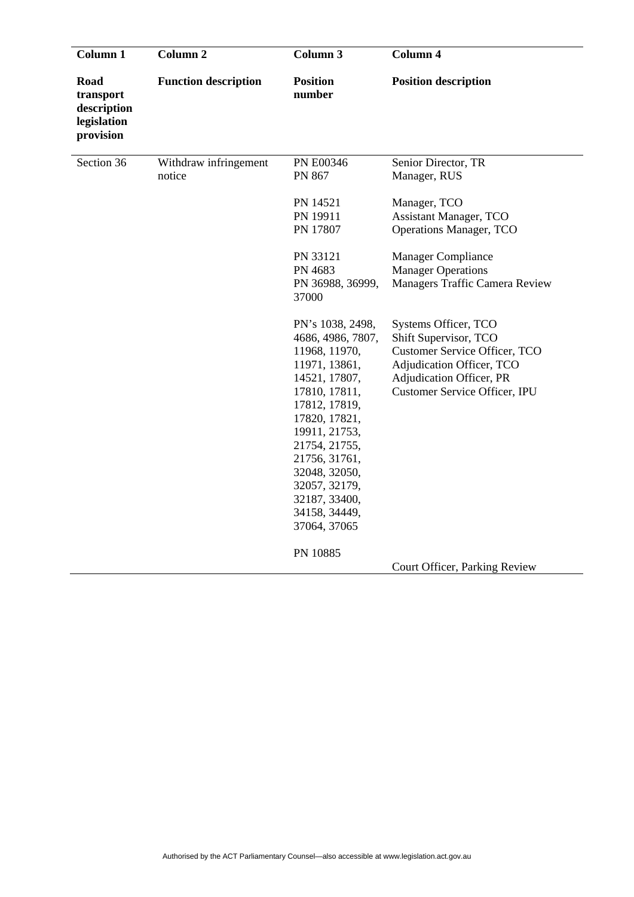| Column 1 | Column 2 | Column 3 | Column 4 |
|---|---|---|---|
| **Road transport description legislation provision** | **Function description** | **Position number** | **Position description** |
| Section 36 | Withdraw infringement notice | PN E00346<br>PN 867 | Senior Director, TR<br>Manager, RUS |
| | | PN 14521<br>PN 19911<br>PN 17807 | Manager, TCO<br>Assistant Manager, TCO<br>Operations Manager, TCO |
| | | PN 33121<br>PN 4683<br>PN 36988, 36999, 37000 | Manager Compliance<br>Manager Operations<br>Managers Traffic Camera Review |
| | | PN's 1038, 2498, 4686, 4986, 7807, 11968, 11970, 11971, 13861, 14521, 17807, 17810, 17811, 17812, 17819, 17820, 17821, 19911, 21753, 21754, 21755, 21756, 31761, 32048, 32050, 32057, 32179, 32187, 33400, 34158, 34449, 37064, 37065 | Systems Officer, TCO<br>Shift Supervisor, TCO<br>Customer Service Officer, TCO<br>Adjudication Officer, TCO<br>Adjudication Officer, PR<br>Customer Service Officer, IPU |
| | | PN 10885 | Court Officer, Parking Review |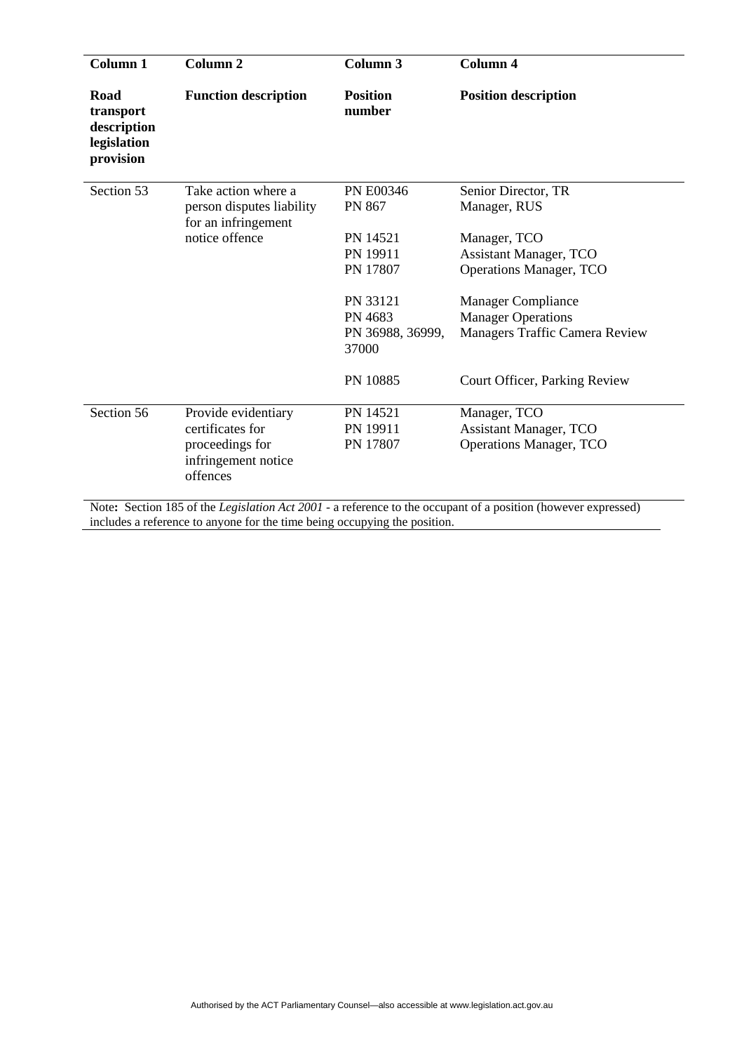| Column 1 | Column 2 | Column 3 | Column 4 |
|---|---|---|---|
| **Road transport description legislation provision** | **Function description** | **Position number** | **Position description** |
| Section 53 | Take action where a person disputes liability for an infringement notice offence | PN E00346<br>PN 867<br><br>PN 14521<br>PN 19911<br>PN 17807<br><br>PN 33121<br>PN 4683<br>PN 36988, 36999, 37000<br><br>PN 10885 | Senior Director, TR<br>Manager, RUS<br><br>Manager, TCO<br>Assistant Manager, TCO<br>Operations Manager, TCO<br><br>Manager Compliance<br>Manager Operations<br>Managers Traffic Camera Review<br><br>Court Officer, Parking Review |
| Section 56 | Provide evidentiary certificates for proceedings for infringement notice offences | PN 14521<br>PN 19911<br>PN 17807 | Manager, TCO<br>Assistant Manager, TCO<br>Operations Manager, TCO |

Note**:** Section 185 of the *Legislation Act 2001* - a reference to the occupant of a position (however expressed) includes a reference to anyone for the time being occupying the position.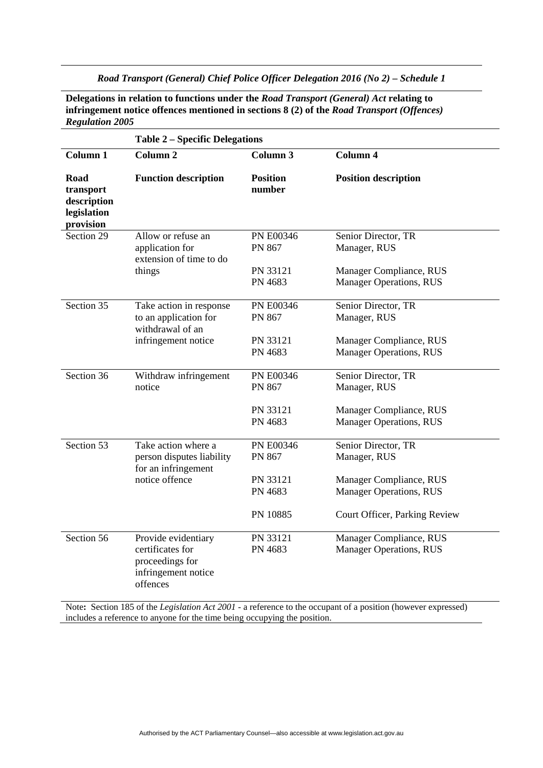*Road Transport (General) Chief Police Officer Delegation 2016 (No 2) – Schedule 1*

**Delegations in relation to functions under the *Road Transport (General) Act* relating to infringement notice offences mentioned in sections 8 (2) of the *Road Transport (Offences) Regulation 2005***

**Table 2 – Specific Delegations**

| **Column 1**<br><br>**Road transport description legislation provision** | **Column 2**<br><br>**Function description** | **Column 3**<br><br>**Position number** | **Column 4**<br><br>**Position description** |
|---|---|---|---|
| Section 29 | Allow or refuse an application for extension of time to do things | PN E00346<br>PN 867<br><br>PN 33121<br>PN 4683 | Senior Director, TR<br>Manager, RUS<br><br>Manager Compliance, RUS<br>Manager Operations, RUS |
| Section 35 | Take action in response to an application for withdrawal of an infringement notice | PN E00346<br>PN 867<br><br>PN 33121<br>PN 4683 | Senior Director, TR<br>Manager, RUS<br><br>Manager Compliance, RUS<br>Manager Operations, RUS |
| Section 36 | Withdraw infringement notice | PN E00346<br>PN 867<br><br>PN 33121<br>PN 4683 | Senior Director, TR<br>Manager, RUS<br><br>Manager Compliance, RUS<br>Manager Operations, RUS |
| Section 53 | Take action where a person disputes liability for an infringement notice offence | PN E00346<br>PN 867<br><br>PN 33121<br>PN 4683<br><br>PN 10885 | Senior Director, TR<br>Manager, RUS<br><br>Manager Compliance, RUS<br>Manager Operations, RUS<br><br>Court Officer, Parking Review |
| Section 56 | Provide evidentiary certificates for proceedings for infringement notice offences | PN 33121<br>PN 4683 | Manager Compliance, RUS<br>Manager Operations, RUS |

Note**:** Section 185 of the *Legislation Act 2001* - a reference to the occupant of a position (however expressed) includes a reference to anyone for the time being occupying the position.